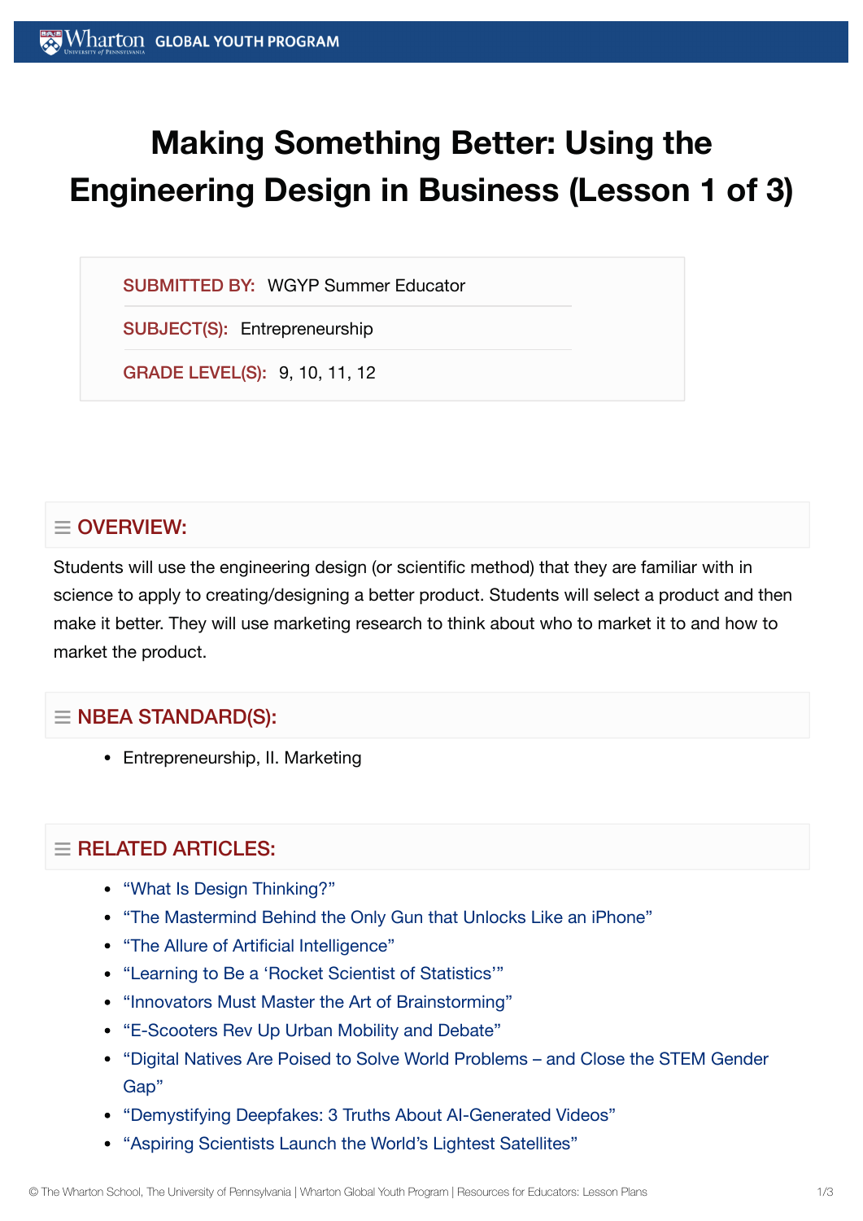# Making Something Better: Using the Engineering Design in Business (Lesson 1 of 3)

**SUBMITTED BY:** WGYP Summer Educator

**SUBJECT(S):** Entrepreneurship

**GRADE LEVEL(S):** 9, 10, 11, 12

## OVERVIEW:

Students will use the engineering design (or scientific method) that they are familiar with in science to apply to creating/designing a better product. Students will select a product and then make it better. They will use marketing research to think about who to market it to and how to market the product.

## NBEA STANDARD(S):

- Entrepreneurship, II. Marketing

## RELATED ARTICLES:

- "What Is Design Thinking?"
- "The Mastermind Behind the Only Gun that Unlocks Like an iPhone"
- "The Allure of Artificial Intelligence"
- "Learning to Be a 'Rocket Scientist of Statistics'"
- "Innovators Must Master the Art of Brainstorming"
- "E-Scooters Rev Up Urban Mobility and Debate"
- "Digital Natives Are Poised to Solve World Problems – and Close the STEM Gender Gap"
- "Demystifying Deepfakes: 3 Truths About AI-Generated Videos"
- "Aspiring Scientists Launch the World's Lightest Satellites"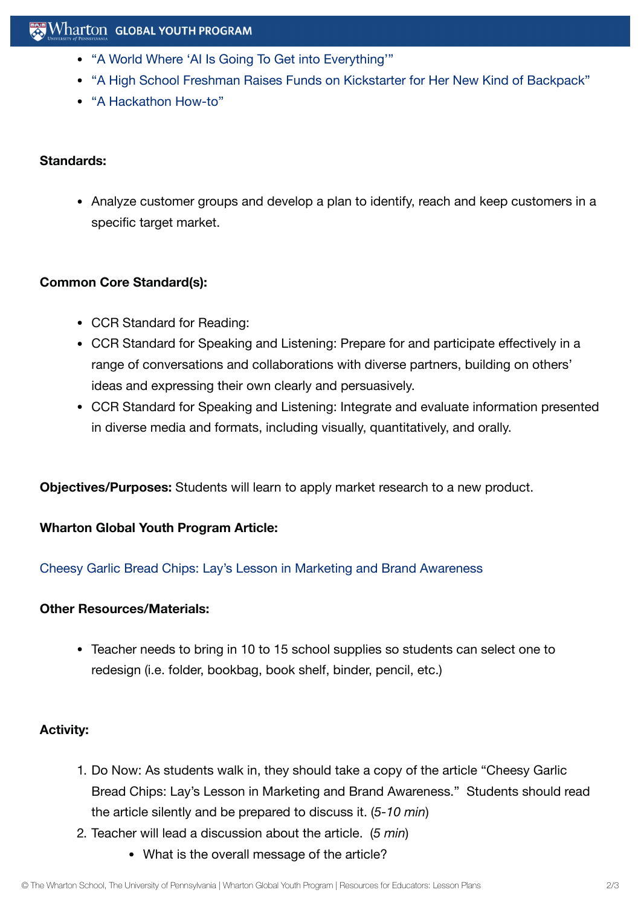- "A World Where 'AI Is Going To Get into Everything'"
- "A High School Freshman Raises Funds on Kickstarter for Her New Kind of Backpack"
- "A Hackathon How-to"

**Standards:**

- Analyze customer groups and develop a plan to identify, reach and keep customers in a specific target market.

**Common Core Standard(s):**

- CCR Standard for Reading:
- CCR Standard for Speaking and Listening: Prepare for and participate effectively in a range of conversations and collaborations with diverse partners, building on others' ideas and expressing their own clearly and persuasively.
- CCR Standard for Speaking and Listening: Integrate and evaluate information presented in diverse media and formats, including visually, quantitatively, and orally.

**Objectives/Purposes:** Students will learn to apply market research to a new product.

**Wharton Global Youth Program Article:**

Cheesy Garlic Bread Chips: Lay's Lesson in Marketing and Brand Awareness

**Other Resources/Materials:**

- Teacher needs to bring in 10 to 15 school supplies so students can select one to redesign (i.e. folder, bookbag, book shelf, binder, pencil, etc.)

**Activity:**

1. Do Now: As students walk in, they should take a copy of the article "Cheesy Garlic Bread Chips: Lay's Lesson in Marketing and Brand Awareness." Students should read the article silently and be prepared to discuss it. (*5-10 min*)
2. Teacher will lead a discussion about the article. (*5 min*)
    - What is the overall message of the article?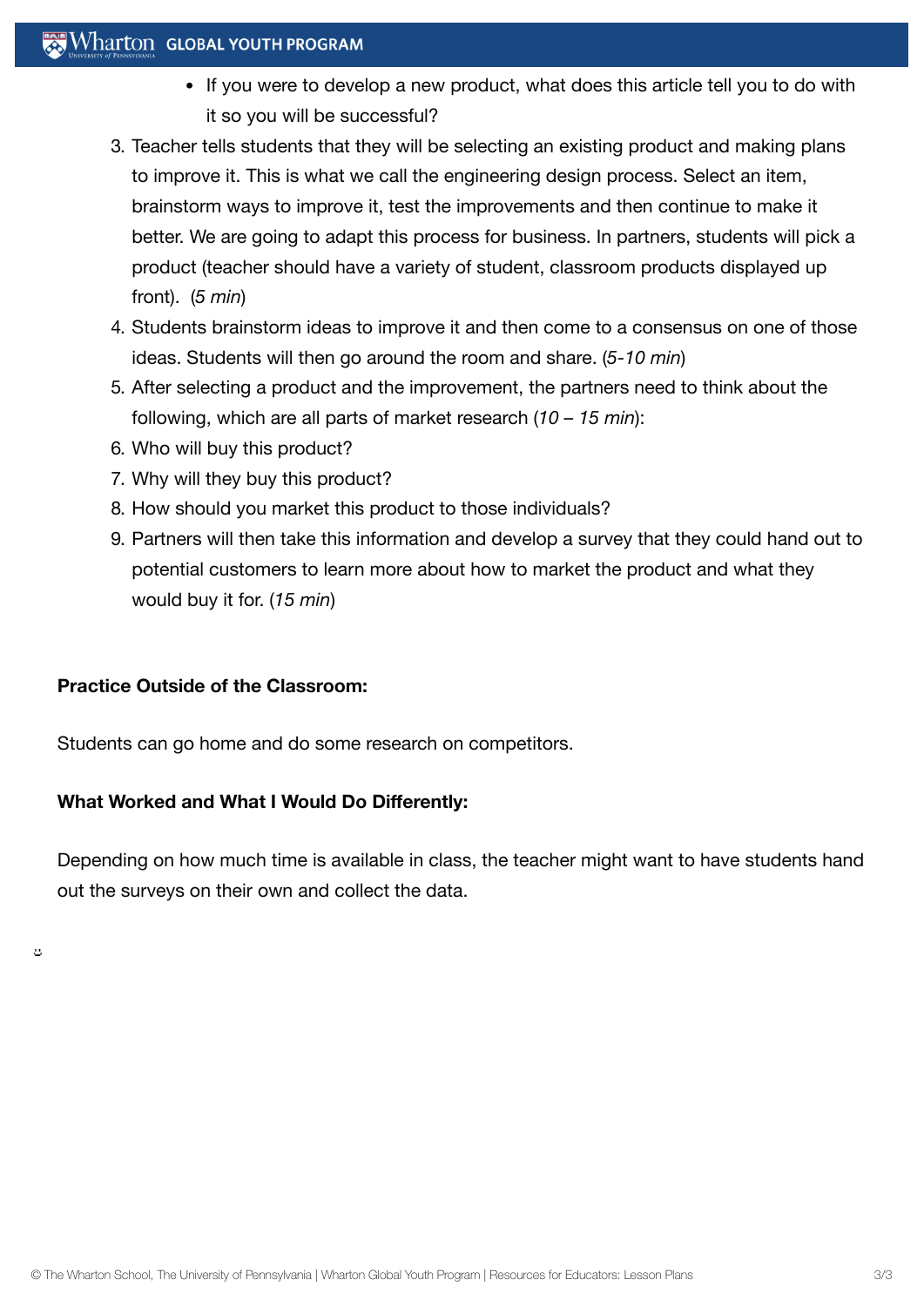- If you were to develop a new product, what does this article tell you to do with it so you will be successful?

3. Teacher tells students that they will be selecting an existing product and making plans to improve it. This is what we call the engineering design process. Select an item, brainstorm ways to improve it, test the improvements and then continue to make it better. We are going to adapt this process for business. In partners, students will pick a product (teacher should have a variety of student, classroom products displayed up front). (*5 min*)
4. Students brainstorm ideas to improve it and then come to a consensus on one of those ideas. Students will then go around the room and share. (*5-10 min*)
5. After selecting a product and the improvement, the partners need to think about the following, which are all parts of market research (*10 – 15 min*):
6. Who will buy this product?
7. Why will they buy this product?
8. How should you market this product to those individuals?
9. Partners will then take this information and develop a survey that they could hand out to potential customers to learn more about how to market the product and what they would buy it for. (*15 min*)

**Practice Outside of the Classroom:**

Students can go home and do some research on competitors.

**What Worked and What I Would Do Differently:**

Depending on how much time is available in class, the teacher might want to have students hand out the surveys on their own and collect the data.